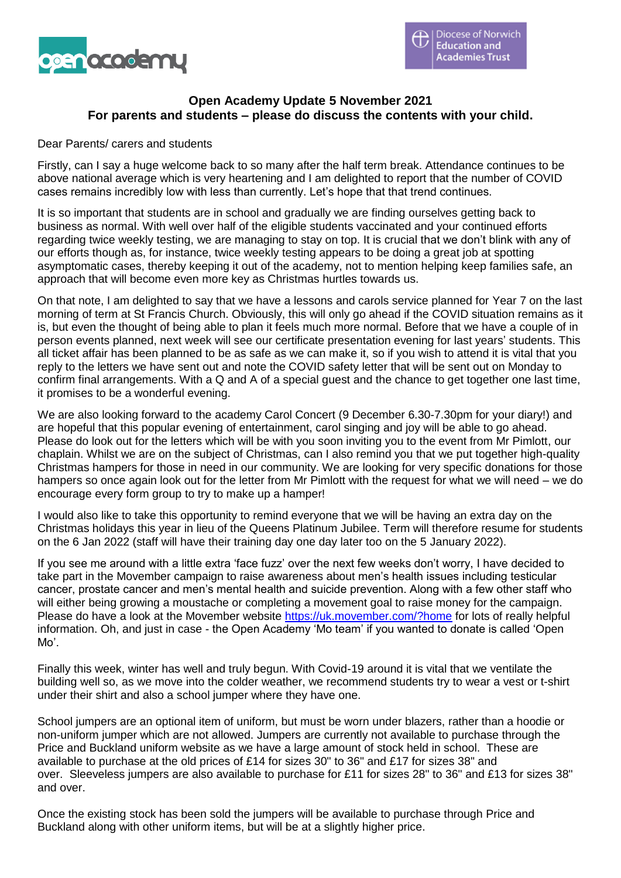# Open Academy Update 5 November 2021

**For parents and students – please do discuss the contents with your child.**

Dear Parents/ carers and students

Firstly, can I say a huge welcome back to so many after the half term break. Attendance continues to be above national average which is very heartening and I am delighted to report that the number of COVID cases remains incredibly low with less than currently. Let's hope that that trend continues.

It is so important that students are in school and gradually we are finding ourselves getting back to business as normal. With well over half of the eligible students vaccinated and your continued efforts regarding twice weekly testing, we are managing to stay on top. It is crucial that we don't blink with any of our efforts though as, for instance, twice weekly testing appears to be doing a great job at spotting asymptomatic cases, thereby keeping it out of the academy, not to mention helping keep families safe, an approach that will become even more key as Christmas hurtles towards us.

On that note, I am delighted to say that we have a lessons and carols service planned for Year 7 on the last morning of term at St Francis Church. Obviously, this will only go ahead if the COVID situation remains as it is, but even the thought of being able to plan it feels much more normal. Before that we have a couple of in person events planned, next week will see our certificate presentation evening for last years' students. This all ticket affair has been planned to be as safe as we can make it, so if you wish to attend it is vital that you reply to the letters we have sent out and note the COVID safety letter that will be sent out on Monday to confirm final arrangements. With a Q and A of a special guest and the chance to get together one last time, it promises to be a wonderful evening.

We are also looking forward to the academy Carol Concert (9 December 6.30-7.30pm for your diary!) and are hopeful that this popular evening of entertainment, carol singing and joy will be able to go ahead. Please do look out for the letters which will be with you soon inviting you to the event from Mr Pimlott, our chaplain. Whilst we are on the subject of Christmas, can I also remind you that we put together high-quality Christmas hampers for those in need in our community. We are looking for very specific donations for those hampers so once again look out for the letter from Mr Pimlott with the request for what we will need – we do encourage every form group to try to make up a hamper!

I would also like to take this opportunity to remind everyone that we will be having an extra day on the Christmas holidays this year in lieu of the Queens Platinum Jubilee. Term will therefore resume for students on the 6 Jan 2022 (staff will have their training day one day later too on the 5 January 2022).

If you see me around with a little extra 'face fuzz' over the next few weeks don't worry, I have decided to take part in the Movember campaign to raise awareness about men's health issues including testicular cancer, prostate cancer and men's mental health and suicide prevention. Along with a few other staff who will either being growing a moustache or completing a movement goal to raise money for the campaign. Please do have a look at the Movember website https://uk.movember.com/?home for lots of really helpful information. Oh, and just in case - the Open Academy 'Mo team' if you wanted to donate is called 'Open Mo'.

Finally this week, winter has well and truly begun. With Covid-19 around it is vital that we ventilate the building well so, as we move into the colder weather, we recommend students try to wear a vest or t-shirt under their shirt and also a school jumper where they have one.

School jumpers are an optional item of uniform, but must be worn under blazers, rather than a hoodie or non-uniform jumper which are not allowed. Jumpers are currently not available to purchase through the Price and Buckland uniform website as we have a large amount of stock held in school. These are available to purchase at the old prices of £14 for sizes 30" to 36" and £17 for sizes 38" and over. Sleeveless jumpers are also available to purchase for £11 for sizes 28" to 36" and £13 for sizes 38" and over.

Once the existing stock has been sold the jumpers will be available to purchase through Price and Buckland along with other uniform items, but will be at a slightly higher price.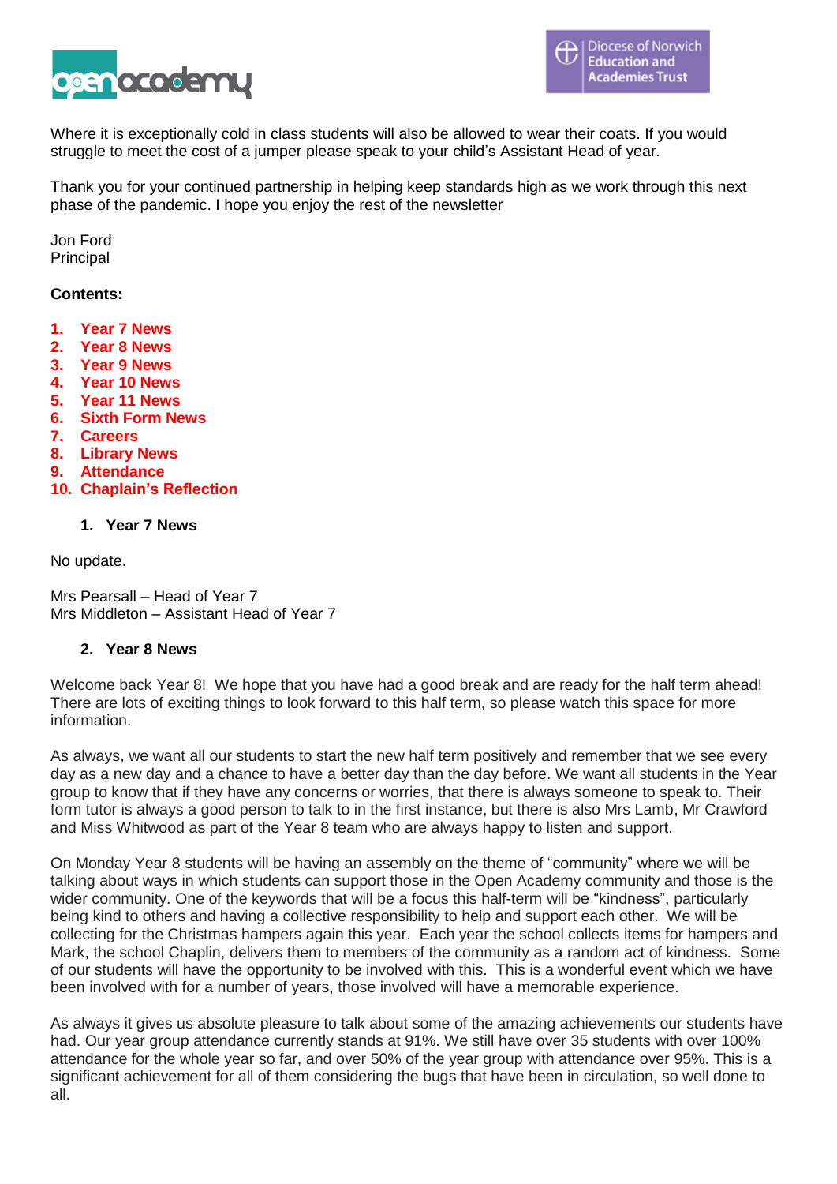Where it is exceptionally cold in class students will also be allowed to wear their coats. If you would struggle to meet the cost of a jumper please speak to your child's Assistant Head of year.

Thank you for your continued partnership in helping keep standards high as we work through this next phase of the pandemic. I hope you enjoy the rest of the newsletter

Jon Ford
Principal

**Contents:**

1. Year 7 News
2. Year 8 News
3. Year 9 News
4. Year 10 News
5. Year 11 News
6. Sixth Form News
7. Careers
8. Library News
9. Attendance
10. Chaplain's Reflection

## 1. Year 7 News

No update.

Mrs Pearsall – Head of Year 7
Mrs Middleton – Assistant Head of Year 7

## 2. Year 8 News

Welcome back Year 8! We hope that you have had a good break and are ready for the half term ahead! There are lots of exciting things to look forward to this half term, so please watch this space for more information.

As always, we want all our students to start the new half term positively and remember that we see every day as a new day and a chance to have a better day than the day before. We want all students in the Year group to know that if they have any concerns or worries, that there is always someone to speak to. Their form tutor is always a good person to talk to in the first instance, but there is also Mrs Lamb, Mr Crawford and Miss Whitwood as part of the Year 8 team who are always happy to listen and support.

On Monday Year 8 students will be having an assembly on the theme of "community" where we will be talking about ways in which students can support those in the Open Academy community and those is the wider community. One of the keywords that will be a focus this half-term will be "kindness", particularly being kind to others and having a collective responsibility to help and support each other. We will be collecting for the Christmas hampers again this year. Each year the school collects items for hampers and Mark, the school Chaplin, delivers them to members of the community as a random act of kindness. Some of our students will have the opportunity to be involved with this. This is a wonderful event which we have been involved with for a number of years, those involved will have a memorable experience.

As always it gives us absolute pleasure to talk about some of the amazing achievements our students have had. Our year group attendance currently stands at 91%. We still have over 35 students with over 100% attendance for the whole year so far, and over 50% of the year group with attendance over 95%. This is a significant achievement for all of them considering the bugs that have been in circulation, so well done to all.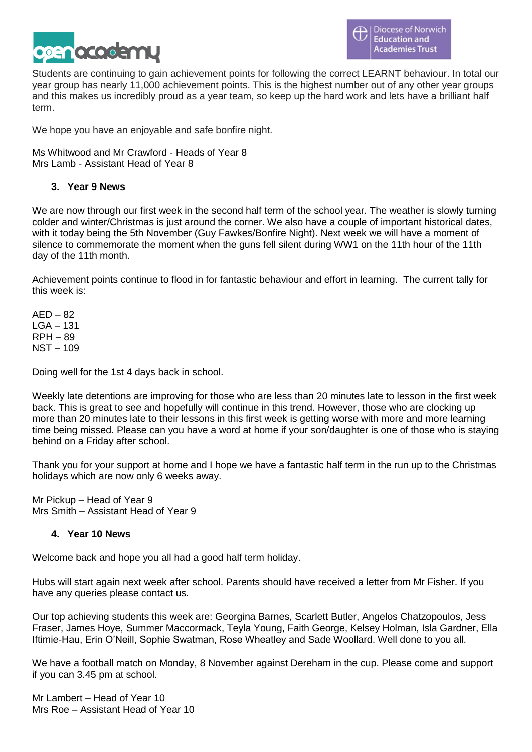Students are continuing to gain achievement points for following the correct LEARNT behaviour. In total our year group has nearly 11,000 achievement points. This is the highest number out of any other year groups and this makes us incredibly proud as a year team, so keep up the hard work and lets have a brilliant half term.

We hope you have an enjoyable and safe bonfire night.

Ms Whitwood and Mr Crawford - Heads of Year 8
Mrs Lamb - Assistant Head of Year 8

### 3. Year 9 News

We are now through our first week in the second half term of the school year. The weather is slowly turning colder and winter/Christmas is just around the corner. We also have a couple of important historical dates, with it today being the 5th November (Guy Fawkes/Bonfire Night). Next week we will have a moment of silence to commemorate the moment when the guns fell silent during WW1 on the 11th hour of the 11th day of the 11th month.

Achievement points continue to flood in for fantastic behaviour and effort in learning. The current tally for this week is:

AED – 82
LGA – 131
RPH – 89
NST – 109

Doing well for the 1st 4 days back in school.

Weekly late detentions are improving for those who are less than 20 minutes late to lesson in the first week back. This is great to see and hopefully will continue in this trend. However, those who are clocking up more than 20 minutes late to their lessons in this first week is getting worse with more and more learning time being missed. Please can you have a word at home if your son/daughter is one of those who is staying behind on a Friday after school.

Thank you for your support at home and I hope we have a fantastic half term in the run up to the Christmas holidays which are now only 6 weeks away.

Mr Pickup – Head of Year 9
Mrs Smith – Assistant Head of Year 9

### 4. Year 10 News

Welcome back and hope you all had a good half term holiday.

Hubs will start again next week after school. Parents should have received a letter from Mr Fisher. If you have any queries please contact us.

Our top achieving students this week are: Georgina Barnes, Scarlett Butler, Angelos Chatzopoulos, Jess Fraser, James Hoye, Summer Maccormack, Teyla Young, Faith George, Kelsey Holman, Isla Gardner, Ella Iftimie-Hau, Erin O'Neill, Sophie Swatman, Rose Wheatley and Sade Woollard. Well done to you all.

We have a football match on Monday, 8 November against Dereham in the cup. Please come and support if you can 3.45 pm at school.

Mr Lambert – Head of Year 10
Mrs Roe – Assistant Head of Year 10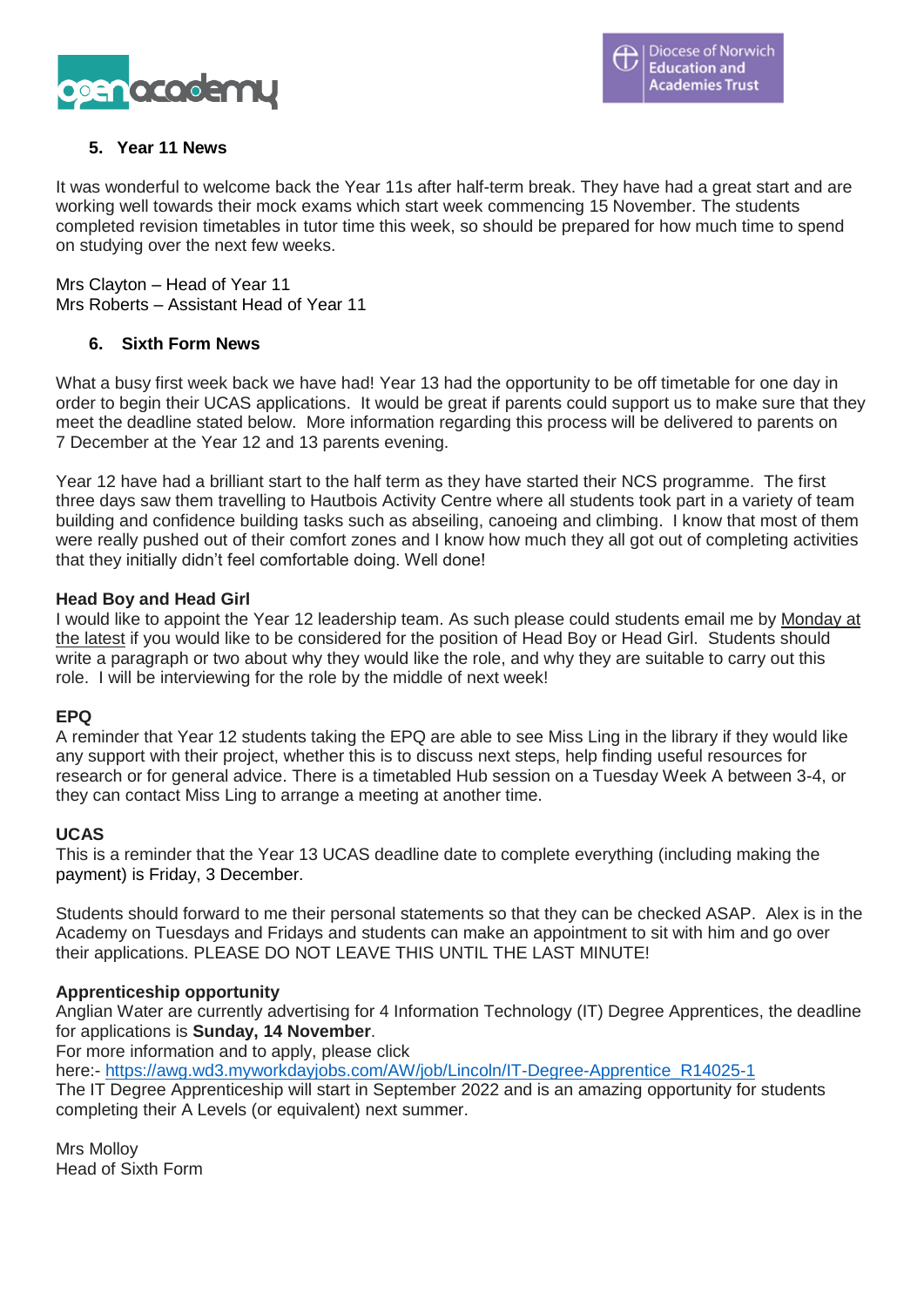### 5. Year 11 News

It was wonderful to welcome back the Year 11s after half-term break. They have had a great start and are working well towards their mock exams which start week commencing 15 November. The students completed revision timetables in tutor time this week, so should be prepared for how much time to spend on studying over the next few weeks.

Mrs Clayton – Head of Year 11
Mrs Roberts – Assistant Head of Year 11

### 6. Sixth Form News

What a busy first week back we have had! Year 13 had the opportunity to be off timetable for one day in order to begin their UCAS applications. It would be great if parents could support us to make sure that they meet the deadline stated below. More information regarding this process will be delivered to parents on 7 December at the Year 12 and 13 parents evening.

Year 12 have had a brilliant start to the half term as they have started their NCS programme. The first three days saw them travelling to Hautbois Activity Centre where all students took part in a variety of team building and confidence building tasks such as abseiling, canoeing and climbing. I know that most of them were really pushed out of their comfort zones and I know how much they all got out of completing activities that they initially didn't feel comfortable doing. Well done!

**Head Boy and Head Girl**
I would like to appoint the Year 12 leadership team. As such please could students email me by Monday at the latest if you would like to be considered for the position of Head Boy or Head Girl. Students should write a paragraph or two about why they would like the role, and why they are suitable to carry out this role. I will be interviewing for the role by the middle of next week!

**EPQ**
A reminder that Year 12 students taking the EPQ are able to see Miss Ling in the library if they would like any support with their project, whether this is to discuss next steps, help finding useful resources for research or for general advice. There is a timetabled Hub session on a Tuesday Week A between 3-4, or they can contact Miss Ling to arrange a meeting at another time.

**UCAS**
This is a reminder that the Year 13 UCAS deadline date to complete everything (including making the payment) is Friday, 3 December.

Students should forward to me their personal statements so that they can be checked ASAP. Alex is in the Academy on Tuesdays and Fridays and students can make an appointment to sit with him and go over their applications. PLEASE DO NOT LEAVE THIS UNTIL THE LAST MINUTE!

**Apprenticeship opportunity**
Anglian Water are currently advertising for 4 Information Technology (IT) Degree Apprentices, the deadline for applications is **Sunday, 14 November**.
For more information and to apply, please click here:- https://awg.wd3.myworkdayjobs.com/AW/job/Lincoln/IT-Degree-Apprentice_R14025-1
The IT Degree Apprenticeship will start in September 2022 and is an amazing opportunity for students completing their A Levels (or equivalent) next summer.

Mrs Molloy
Head of Sixth Form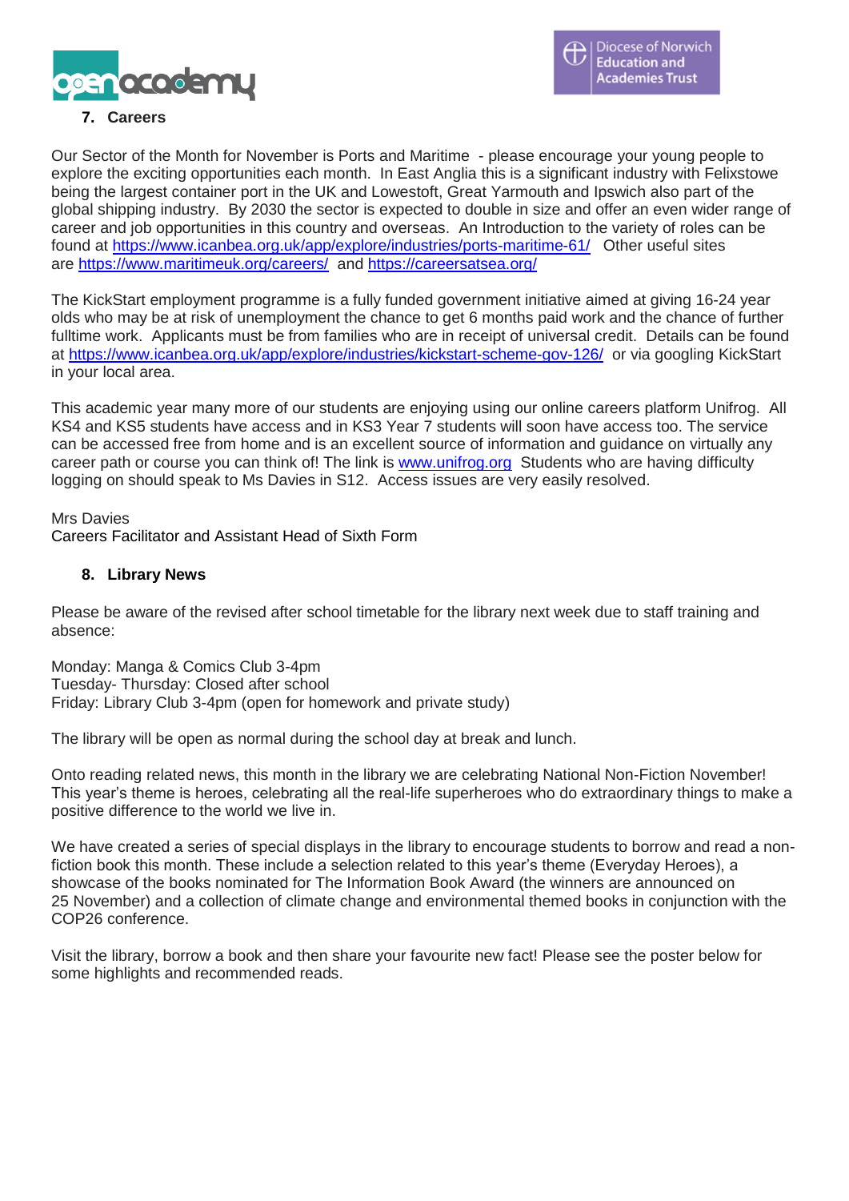## 7. Careers

Our Sector of the Month for November is Ports and Maritime - please encourage your young people to explore the exciting opportunities each month. In East Anglia this is a significant industry with Felixstowe being the largest container port in the UK and Lowestoft, Great Yarmouth and Ipswich also part of the global shipping industry. By 2030 the sector is expected to double in size and offer an even wider range of career and job opportunities in this country and overseas. An Introduction to the variety of roles can be found at https://www.icanbea.org.uk/app/explore/industries/ports-maritime-61/ Other useful sites are https://www.maritimeuk.org/careers/ and https://careersatsea.org/

The KickStart employment programme is a fully funded government initiative aimed at giving 16-24 year olds who may be at risk of unemployment the chance to get 6 months paid work and the chance of further fulltime work. Applicants must be from families who are in receipt of universal credit. Details can be found at https://www.icanbea.org.uk/app/explore/industries/kickstart-scheme-gov-126/ or via googling KickStart in your local area.

This academic year many more of our students are enjoying using our online careers platform Unifrog. All KS4 and KS5 students have access and in KS3 Year 7 students will soon have access too. The service can be accessed free from home and is an excellent source of information and guidance on virtually any career path or course you can think of! The link is www.unifrog.org Students who are having difficulty logging on should speak to Ms Davies in S12. Access issues are very easily resolved.

Mrs Davies
Careers Facilitator and Assistant Head of Sixth Form

## 8. Library News

Please be aware of the revised after school timetable for the library next week due to staff training and absence:

Monday: Manga & Comics Club 3-4pm
Tuesday- Thursday: Closed after school
Friday: Library Club 3-4pm (open for homework and private study)

The library will be open as normal during the school day at break and lunch.

Onto reading related news, this month in the library we are celebrating National Non-Fiction November! This year's theme is heroes, celebrating all the real-life superheroes who do extraordinary things to make a positive difference to the world we live in.

We have created a series of special displays in the library to encourage students to borrow and read a non-fiction book this month. These include a selection related to this year's theme (Everyday Heroes), a showcase of the books nominated for The Information Book Award (the winners are announced on 25 November) and a collection of climate change and environmental themed books in conjunction with the COP26 conference.

Visit the library, borrow a book and then share your favourite new fact! Please see the poster below for some highlights and recommended reads.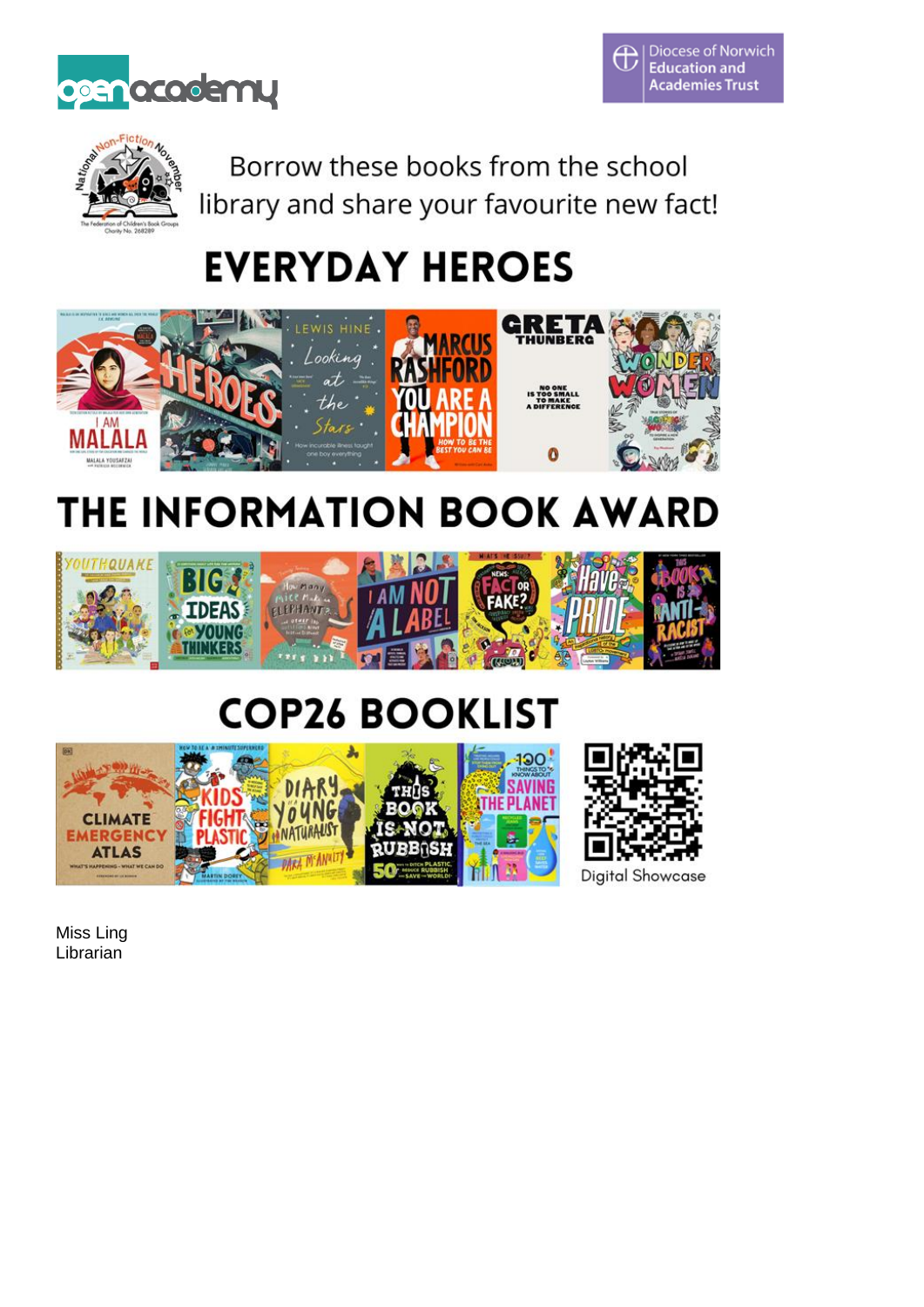Borrow these books from the school library and share your favourite new fact!

# EVERYDAY HEROES

# THE INFORMATION BOOK AWARD

# COP26 BOOKLIST

Digital Showcase

Miss Ling
Librarian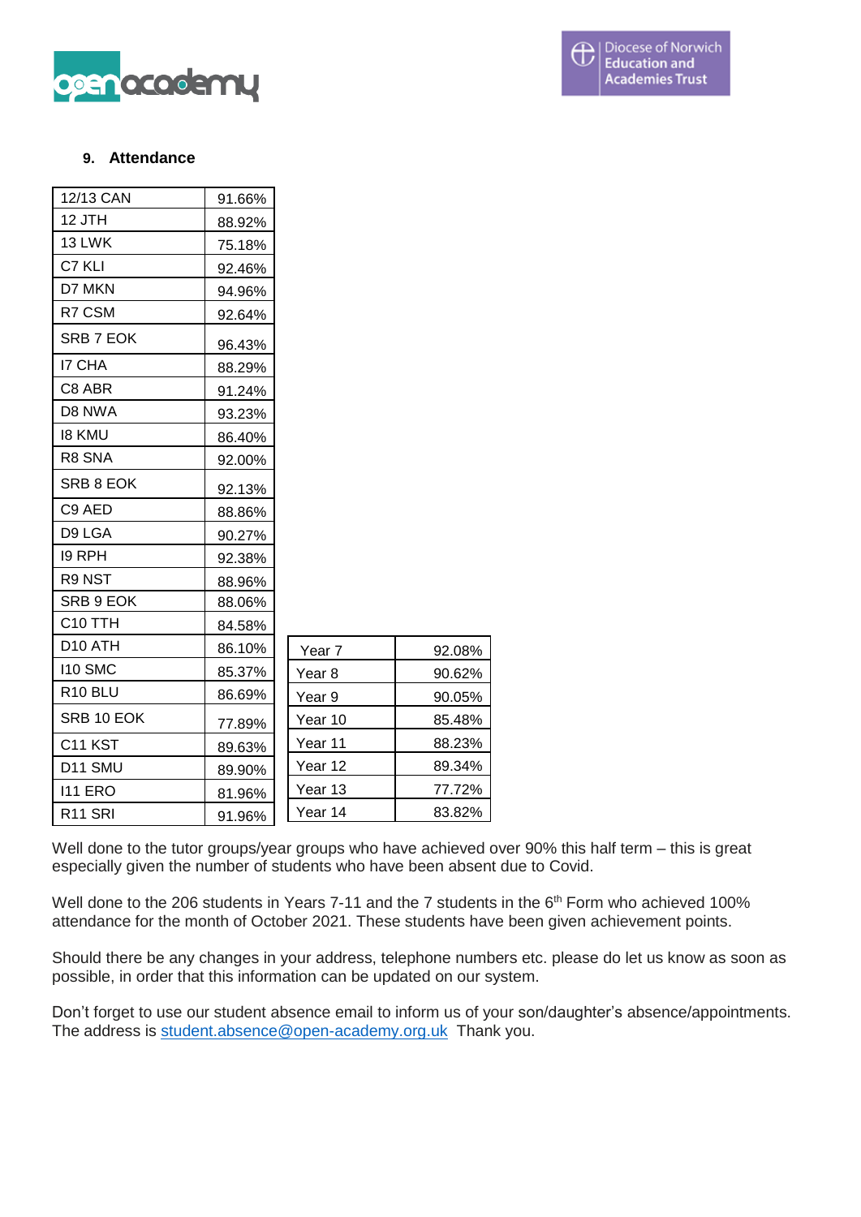## 9. Attendance

| 12/13 CAN | 91.66% |
|---|---|
| 12 JTH | 88.92% |
| 13 LWK | 75.18% |
| C7 KLI | 92.46% |
| D7 MKN | 94.96% |
| R7 CSM | 92.64% |
| SRB 7 EOK | 96.43% |
| I7 CHA | 88.29% |
| C8 ABR | 91.24% |
| D8 NWA | 93.23% |
| I8 KMU | 86.40% |
| R8 SNA | 92.00% |
| SRB 8 EOK | 92.13% |
| C9 AED | 88.86% |
| D9 LGA | 90.27% |
| I9 RPH | 92.38% |
| R9 NST | 88.96% |
| SRB 9 EOK | 88.06% |
| C10 TTH | 84.58% |
| D10 ATH | 86.10% |
| I10 SMC | 85.37% |
| R10 BLU | 86.69% |
| SRB 10 EOK | 77.89% |
| C11 KST | 89.63% |
| D11 SMU | 89.90% |
| I11 ERO | 81.96% |
| R11 SRI | 91.96% |

| Year 7 | 92.08% |
|---|---|
| Year 8 | 90.62% |
| Year 9 | 90.05% |
| Year 10 | 85.48% |
| Year 11 | 88.23% |
| Year 12 | 89.34% |
| Year 13 | 77.72% |
| Year 14 | 83.82% |

Well done to the tutor groups/year groups who have achieved over 90% this half term – this is great especially given the number of students who have been absent due to Covid.

Well done to the 206 students in Years 7-11 and the 7 students in the 6th Form who achieved 100% attendance for the month of October 2021. These students have been given achievement points.

Should there be any changes in your address, telephone numbers etc. please do let us know as soon as possible, in order that this information can be updated on our system.

Don't forget to use our student absence email to inform us of your son/daughter's absence/appointments. The address is student.absence@open-academy.org.uk Thank you.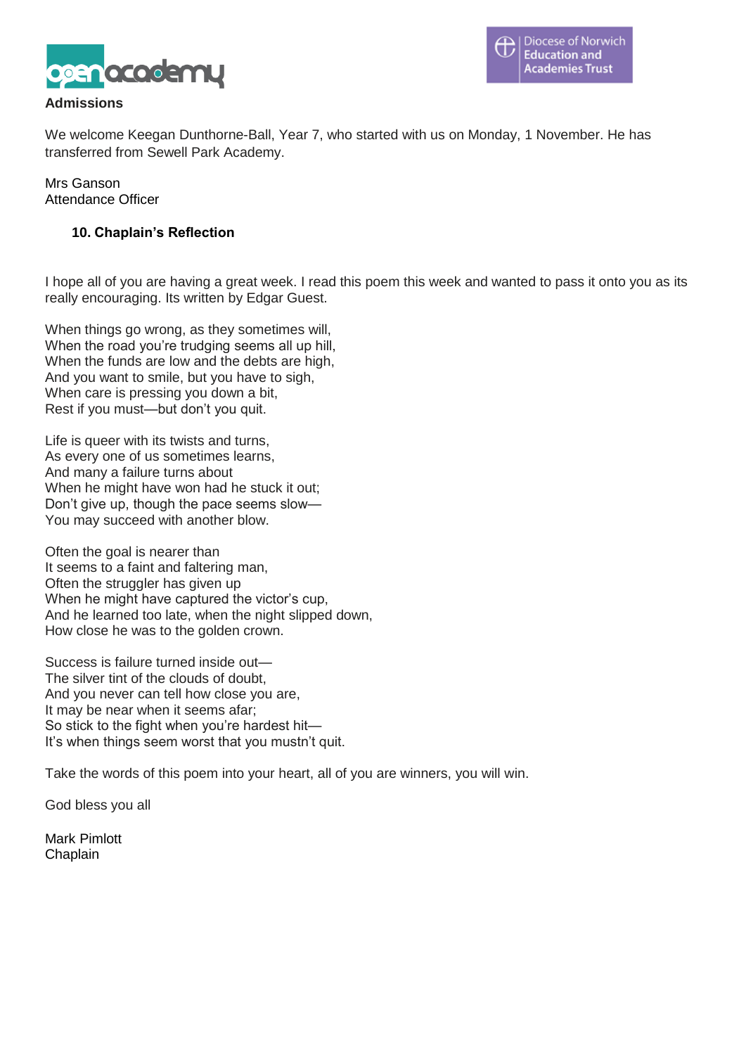**Admissions**

We welcome Keegan Dunthorne-Ball, Year 7, who started with us on Monday, 1 November. He has transferred from Sewell Park Academy.

Mrs Ganson
Attendance Officer

## 10. Chaplain's Reflection

I hope all of you are having a great week. I read this poem this week and wanted to pass it onto you as its really encouraging. Its written by Edgar Guest.

When things go wrong, as they sometimes will,
When the road you're trudging seems all up hill,
When the funds are low and the debts are high,
And you want to smile, but you have to sigh,
When care is pressing you down a bit,
Rest if you must—but don't you quit.

Life is queer with its twists and turns,
As every one of us sometimes learns,
And many a failure turns about
When he might have won had he stuck it out;
Don't give up, though the pace seems slow—
You may succeed with another blow.

Often the goal is nearer than
It seems to a faint and faltering man,
Often the struggler has given up
When he might have captured the victor's cup,
And he learned too late, when the night slipped down,
How close he was to the golden crown.

Success is failure turned inside out—
The silver tint of the clouds of doubt,
And you never can tell how close you are,
It may be near when it seems afar;
So stick to the fight when you're hardest hit—
It's when things seem worst that you mustn't quit.

Take the words of this poem into your heart, all of you are winners, you will win.

God bless you all

Mark Pimlott
Chaplain